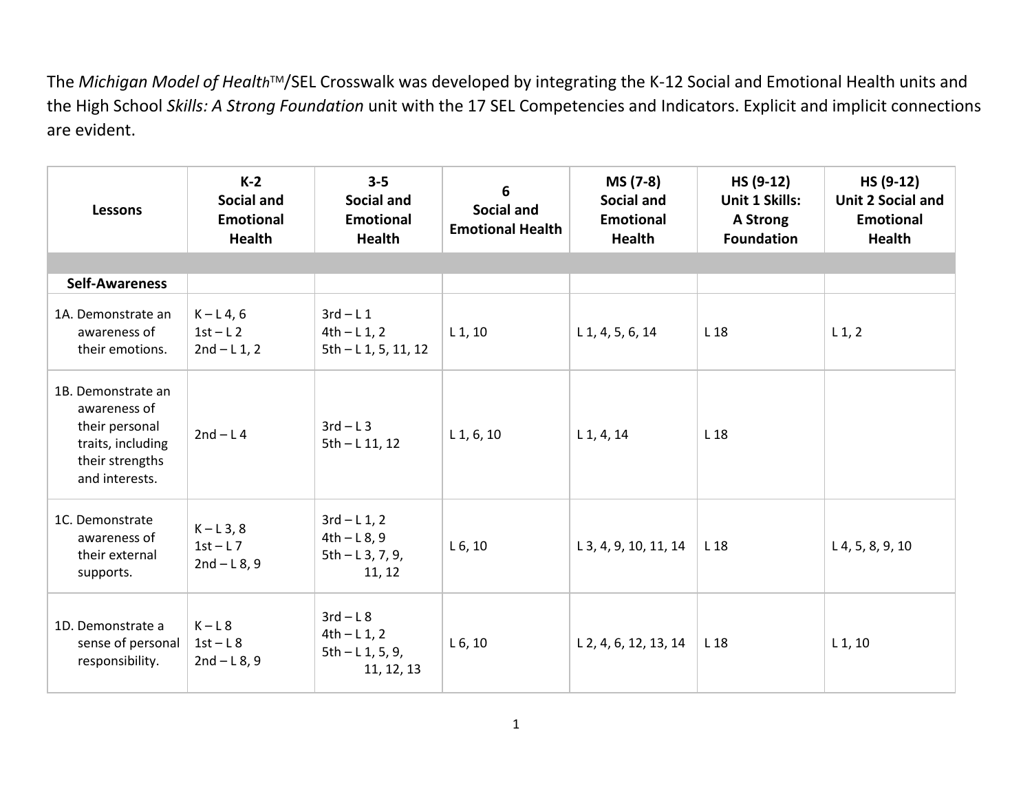The *Michigan Model of Health*™/SEL Crosswalk was developed by integrating the K-12 Social and Emotional Health units and the High School *Skills: A Strong Foundation* unit with the 17 SEL Competencies and Indicators. Explicit and implicit connections are evident.

| Lessons | K-2 Social and Emotional Health | 3-5 Social and Emotional Health | 6 Social and Emotional Health | MS (7-8) Social and Emotional Health | HS (9-12) Unit 1 Skills: A Strong Foundation | HS (9-12) Unit 2 Social and Emotional Health |
|---|---|---|---|---|---|---|
| | | | | | | |
| **Self-Awareness** | | | | | | |
| 1A. Demonstrate an awareness of their emotions. | K – L 4, 6<br>1st – L 2<br>2nd – L 1, 2 | 3rd – L 1<br>4th – L 1, 2<br>5th – L 1, 5, 11, 12 | L 1, 10 | L 1, 4, 5, 6, 14 | L 18 | L 1, 2 |
| 1B. Demonstrate an awareness of their personal traits, including their strengths and interests. | 2nd – L 4 | 3rd – L 3<br>5th – L 11, 12 | L 1, 6, 10 | L 1, 4, 14 | L 18 | |
| 1C. Demonstrate awareness of their external supports. | K – L 3, 8<br>1st – L 7<br>2nd – L 8, 9 | 3rd – L 1, 2<br>4th – L 8, 9<br>5th – L 3, 7, 9, 11, 12 | L 6, 10 | L 3, 4, 9, 10, 11, 14 | L 18 | L 4, 5, 8, 9, 10 |
| 1D. Demonstrate a sense of personal responsibility. | K – L 8<br>1st – L 8<br>2nd – L 8, 9 | 3rd – L 8<br>4th – L 1, 2<br>5th – L 1, 5, 9, 11, 12, 13 | L 6, 10 | L 2, 4, 6, 12, 13, 14 | L 18 | L 1, 10 |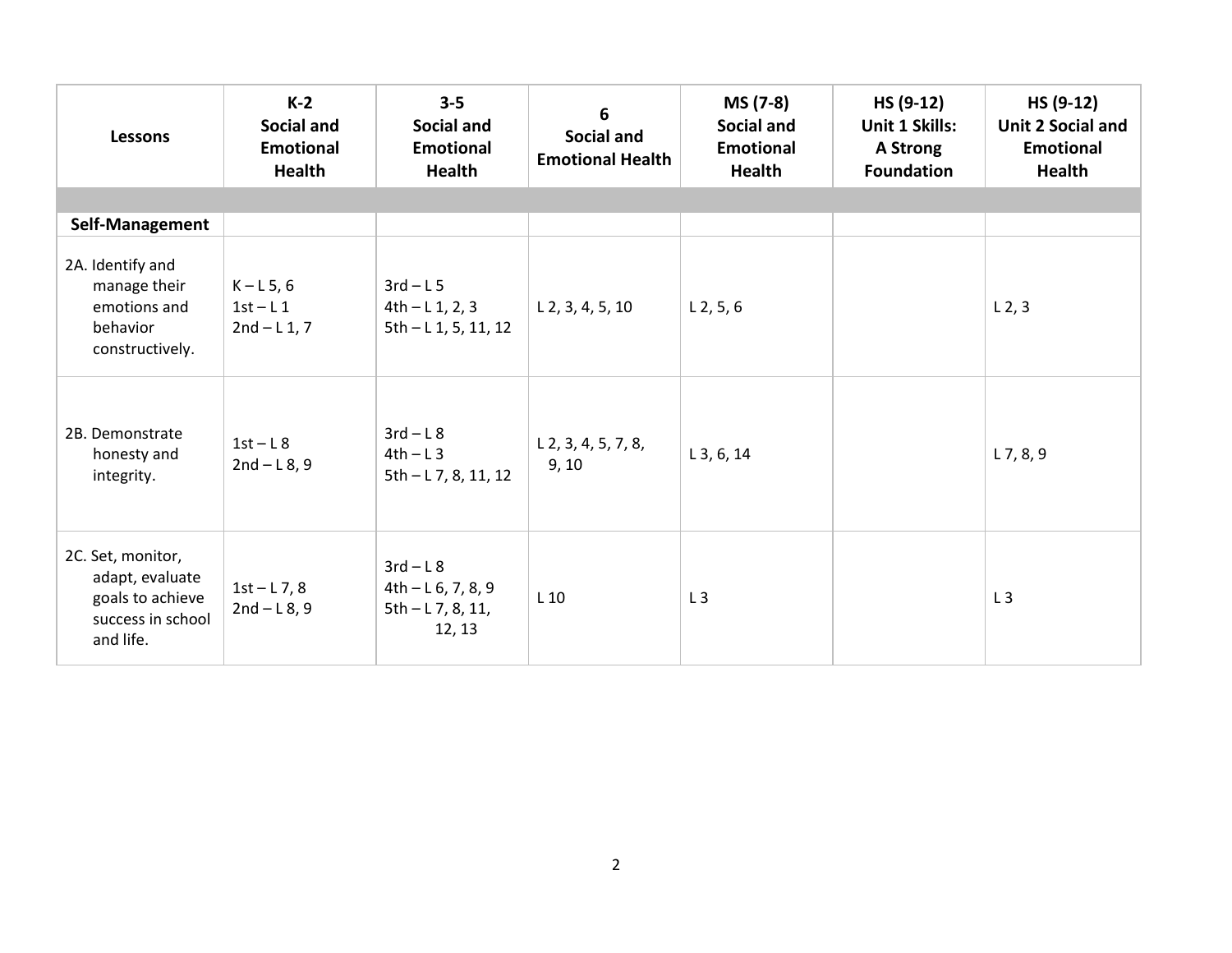| Lessons | K-2 Social and Emotional Health | 3-5 Social and Emotional Health | 6 Social and Emotional Health | MS (7-8) Social and Emotional Health | HS (9-12) Unit 1 Skills: A Strong Foundation | HS (9-12) Unit 2 Social and Emotional Health |
|---|---|---|---|---|---|---|
| | | | | | | |
| **Self-Management** | | | | | | |
| 2A. Identify and manage their emotions and behavior constructively. | K – L 5, 6<br>1st – L 1<br>2nd – L 1, 7 | 3rd – L 5<br>4th – L 1, 2, 3<br>5th – L 1, 5, 11, 12 | L 2, 3, 4, 5, 10 | L 2, 5, 6 | | L 2, 3 |
| 2B. Demonstrate honesty and integrity. | 1st – L 8<br>2nd – L 8, 9 | 3rd – L 8<br>4th – L 3<br>5th – L 7, 8, 11, 12 | L 2, 3, 4, 5, 7, 8, 9, 10 | L 3, 6, 14 | | L 7, 8, 9 |
| 2C. Set, monitor, adapt, evaluate goals to achieve success in school and life. | 1st – L 7, 8<br>2nd – L 8, 9 | 3rd – L 8<br>4th – L 6, 7, 8, 9<br>5th – L 7, 8, 11, 12, 13 | L 10 | L 3 | | L 3 |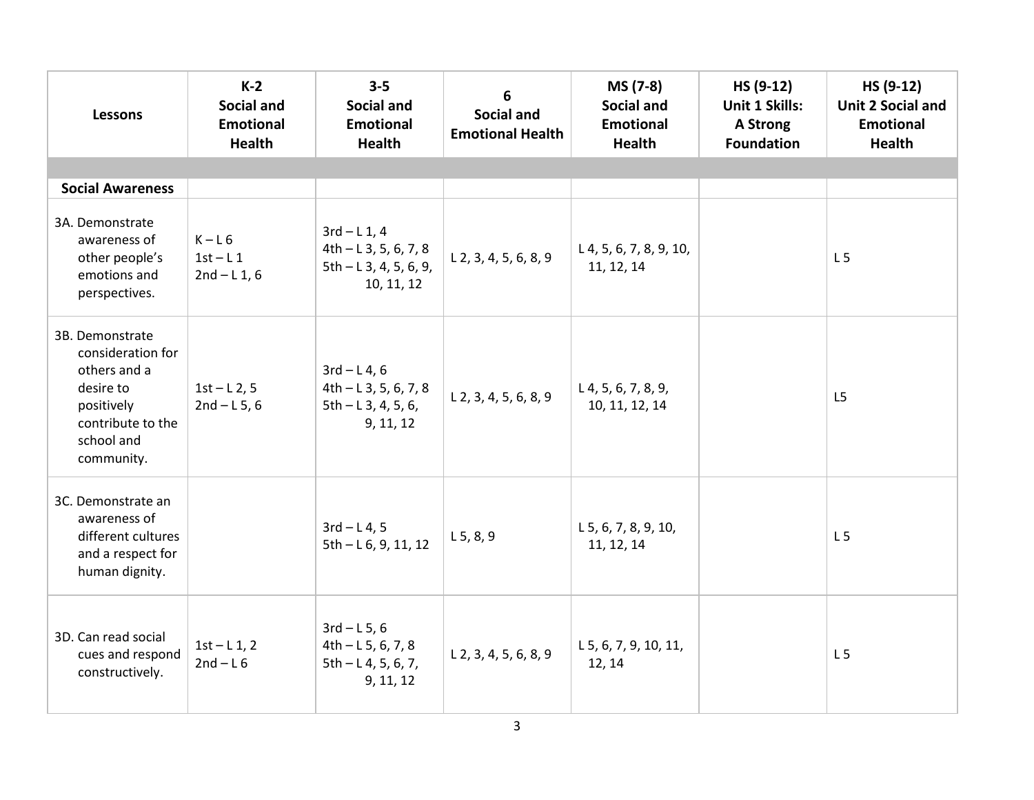| Lessons | K-2 Social and Emotional Health | 3-5 Social and Emotional Health | 6 Social and Emotional Health | MS (7-8) Social and Emotional Health | HS (9-12) Unit 1 Skills: A Strong Foundation | HS (9-12) Unit 2 Social and Emotional Health |
|---|---|---|---|---|---|---|
| | | | | | | |
| **Social Awareness** | | | | | | |
| 3A. Demonstrate awareness of other people's emotions and perspectives. | K – L 6<br>1st – L 1<br>2nd – L 1, 6 | 3rd – L 1, 4<br>4th – L 3, 5, 6, 7, 8<br>5th – L 3, 4, 5, 6, 9, 10, 11, 12 | L 2, 3, 4, 5, 6, 8, 9 | L 4, 5, 6, 7, 8, 9, 10, 11, 12, 14 | | L 5 |
| 3B. Demonstrate consideration for others and a desire to positively contribute to the school and community. | 1st – L 2, 5<br>2nd – L 5, 6 | 3rd – L 4, 6<br>4th – L 3, 5, 6, 7, 8<br>5th – L 3, 4, 5, 6, 9, 11, 12 | L 2, 3, 4, 5, 6, 8, 9 | L 4, 5, 6, 7, 8, 9, 10, 11, 12, 14 | | L5 |
| 3C. Demonstrate an awareness of different cultures and a respect for human dignity. | | 3rd – L 4, 5<br>5th – L 6, 9, 11, 12 | L 5, 8, 9 | L 5, 6, 7, 8, 9, 10, 11, 12, 14 | | L 5 |
| 3D. Can read social cues and respond constructively. | 1st – L 1, 2<br>2nd – L 6 | 3rd – L 5, 6<br>4th – L 5, 6, 7, 8<br>5th – L 4, 5, 6, 7, 9, 11, 12 | L 2, 3, 4, 5, 6, 8, 9 | L 5, 6, 7, 9, 10, 11, 12, 14 | | L 5 |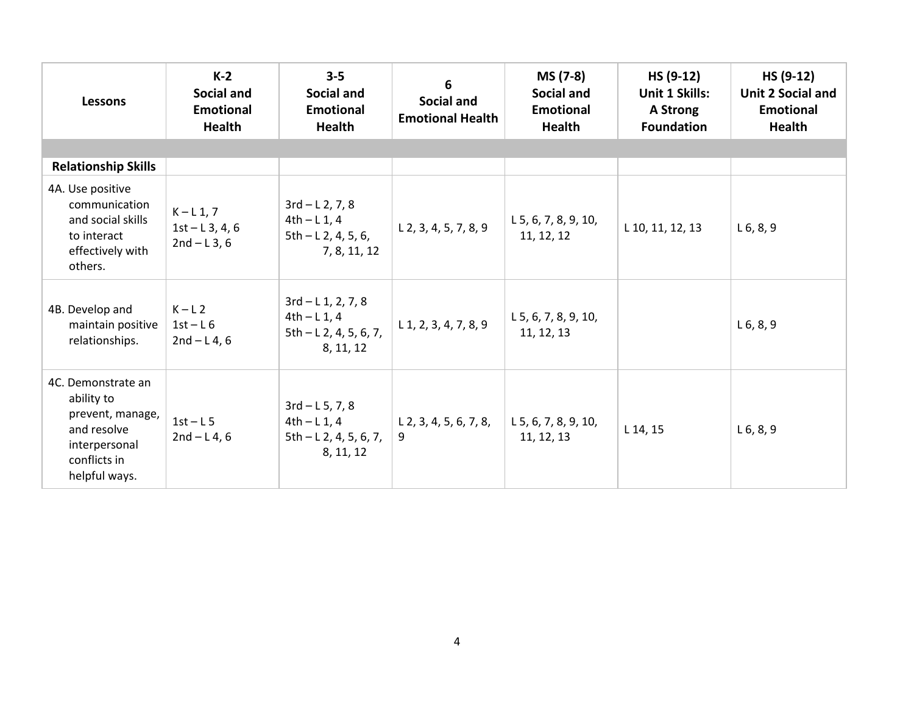| Lessons | K-2 Social and Emotional Health | 3-5 Social and Emotional Health | 6 Social and Emotional Health | MS (7-8) Social and Emotional Health | HS (9-12) Unit 1 Skills: A Strong Foundation | HS (9-12) Unit 2 Social and Emotional Health |
|---|---|---|---|---|---|---|
| | | | | | | |
| **Relationship Skills** | | | | | | |
| 4A. Use positive communication and social skills to interact effectively with others. | K – L 1, 7<br>1st – L 3, 4, 6<br>2nd – L 3, 6 | 3rd – L 2, 7, 8<br>4th – L 1, 4<br>5th – L 2, 4, 5, 6, 7, 8, 11, 12 | L 2, 3, 4, 5, 7, 8, 9 | L 5, 6, 7, 8, 9, 10, 11, 12, 12 | L 10, 11, 12, 13 | L 6, 8, 9 |
| 4B. Develop and maintain positive relationships. | K – L 2<br>1st – L 6<br>2nd – L 4, 6 | 3rd – L 1, 2, 7, 8<br>4th – L 1, 4<br>5th – L 2, 4, 5, 6, 7, 8, 11, 12 | L 1, 2, 3, 4, 7, 8, 9 | L 5, 6, 7, 8, 9, 10, 11, 12, 13 | | L 6, 8, 9 |
| 4C. Demonstrate an ability to prevent, manage, and resolve interpersonal conflicts in helpful ways. | 1st – L 5<br>2nd – L 4, 6 | 3rd – L 5, 7, 8<br>4th – L 1, 4<br>5th – L 2, 4, 5, 6, 7, 8, 11, 12 | L 2, 3, 4, 5, 6, 7, 8, 9 | L 5, 6, 7, 8, 9, 10, 11, 12, 13 | L 14, 15 | L 6, 8, 9 |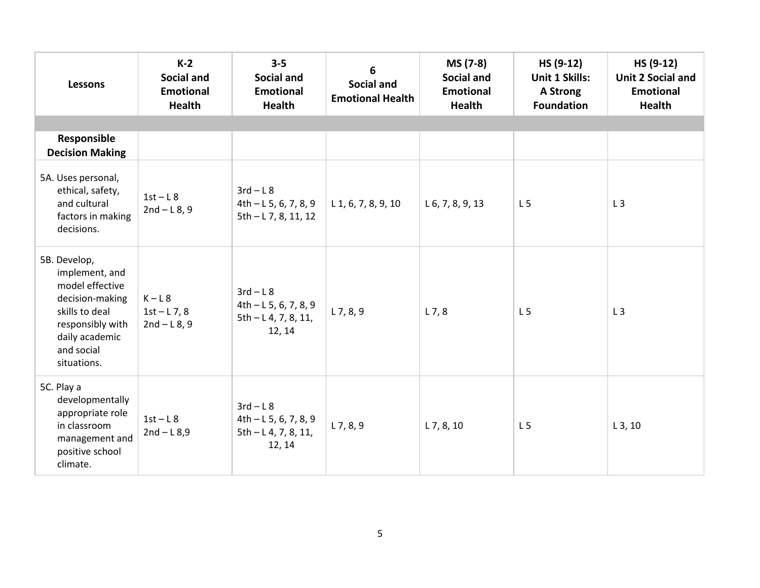| Lessons | K-2 Social and Emotional Health | 3-5 Social and Emotional Health | 6 Social and Emotional Health | MS (7-8) Social and Emotional Health | HS (9-12) Unit 1 Skills: A Strong Foundation | HS (9-12) Unit 2 Social and Emotional Health |
|---|---|---|---|---|---|---|
| | | | | | | |
| **Responsible Decision Making** | | | | | | |
| 5A. Uses personal, ethical, safety, and cultural factors in making decisions. | 1st – L 8<br>2nd – L 8, 9 | 3rd – L 8<br>4th – L 5, 6, 7, 8, 9<br>5th – L 7, 8, 11, 12 | L 1, 6, 7, 8, 9, 10 | L 6, 7, 8, 9, 13 | L 5 | L 3 |
| 5B. Develop, implement, and model effective decision-making skills to deal responsibly with daily academic and social situations. | K – L 8<br>1st – L 7, 8<br>2nd – L 8, 9 | 3rd – L 8<br>4th – L 5, 6, 7, 8, 9<br>5th – L 4, 7, 8, 11, 12, 14 | L 7, 8, 9 | L 7, 8 | L 5 | L 3 |
| 5C. Play a developmentally appropriate role in classroom management and positive school climate. | 1st – L 8<br>2nd – L 8,9 | 3rd – L 8<br>4th – L 5, 6, 7, 8, 9<br>5th – L 4, 7, 8, 11, 12, 14 | L 7, 8, 9 | L 7, 8, 10 | L 5 | L 3, 10 |